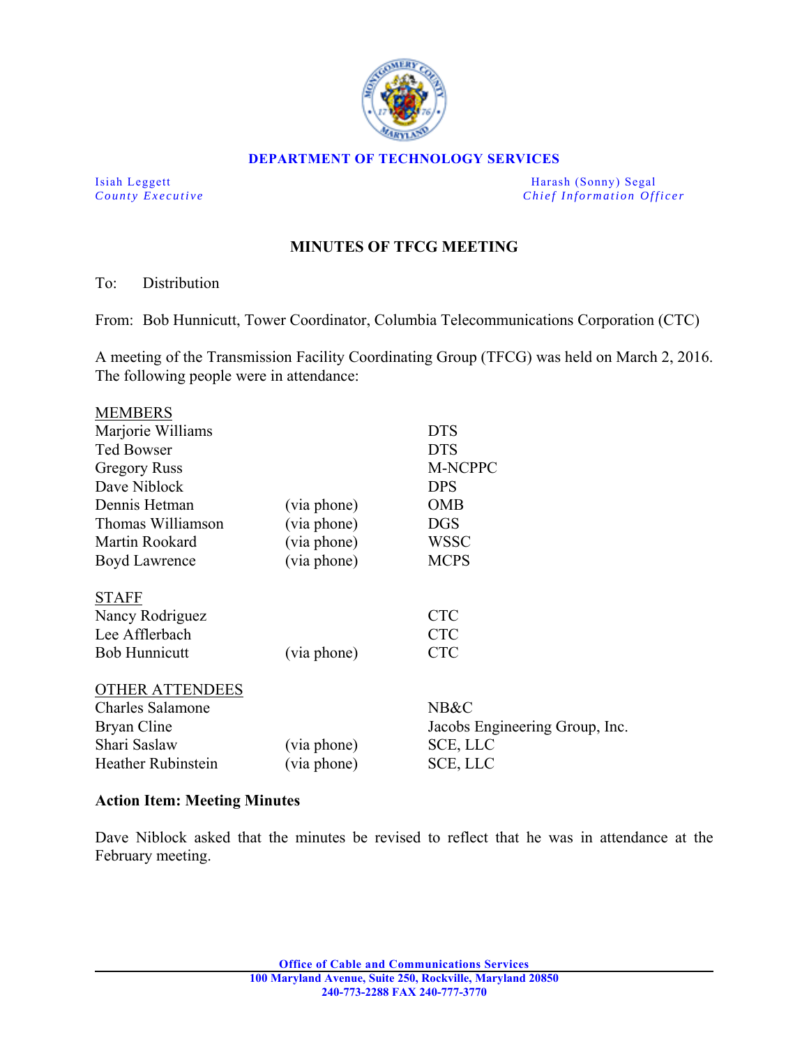**DEPARTMENT OF TECHNOLOGY SERVICES**

Isiah Leggett
*County Executive*

Harash (Sonny) Segal
*Chief Information Officer*

## MINUTES OF TFCG MEETING

To: Distribution

From: Bob Hunnicutt, Tower Coordinator, Columbia Telecommunications Corporation (CTC)

A meeting of the Transmission Facility Coordinating Group (TFCG) was held on March 2, 2016. The following people were in attendance:

| MEMBERS | | |
|---|---|---|
| Marjorie Williams | | DTS |
| Ted Bowser | | DTS |
| Gregory Russ | | M-NCPPC |
| Dave Niblock | | DPS |
| Dennis Hetman | (via phone) | OMB |
| Thomas Williamson | (via phone) | DGS |
| Martin Rookard | (via phone) | WSSC |
| Boyd Lawrence | (via phone) | MCPS |
| **STAFF** | | |
| Nancy Rodriguez | | CTC |
| Lee Afflerbach | | CTC |
| Bob Hunnicutt | (via phone) | CTC |
| **OTHER ATTENDEES** | | |
| Charles Salamone | | NB&C |
| Bryan Cline | | Jacobs Engineering Group, Inc. |
| Shari Saslaw | (via phone) | SCE, LLC |
| Heather Rubinstein | (via phone) | SCE, LLC |

**Action Item: Meeting Minutes**

Dave Niblock asked that the minutes be revised to reflect that he was in attendance at the February meeting.

**Office of Cable and Communications Services**
**100 Maryland Avenue, Suite 250, Rockville, Maryland 20850**
**240-773-2288 FAX 240-777-3770**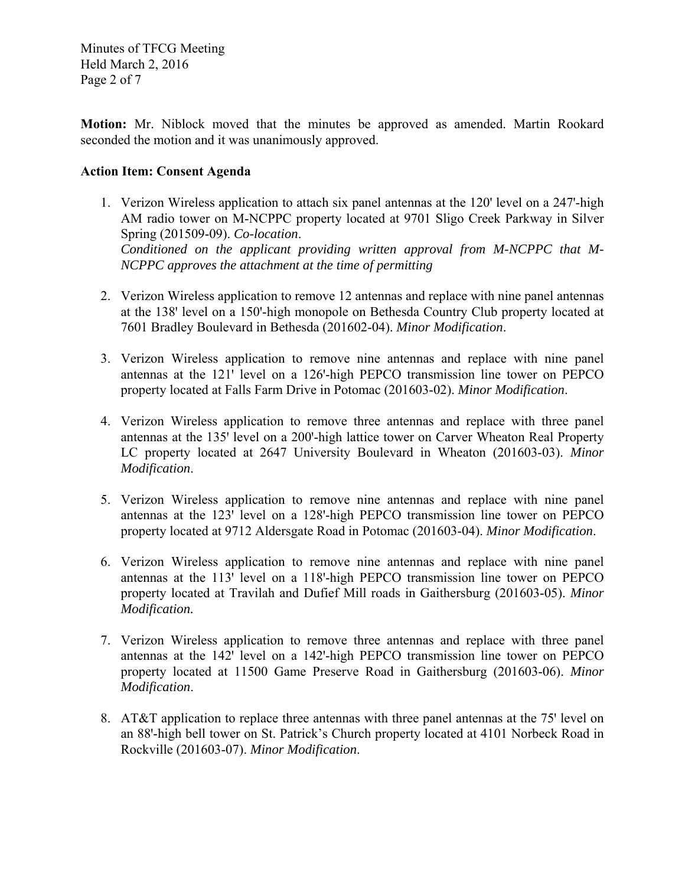**Motion:** Mr. Niblock moved that the minutes be approved as amended. Martin Rookard seconded the motion and it was unanimously approved.

**Action Item: Consent Agenda**

1. Verizon Wireless application to attach six panel antennas at the 120' level on a 247'-high AM radio tower on M-NCPPC property located at 9701 Sligo Creek Parkway in Silver Spring (201509-09). *Co-location*.
   *Conditioned on the applicant providing written approval from M-NCPPC that M-NCPPC approves the attachment at the time of permitting*

2. Verizon Wireless application to remove 12 antennas and replace with nine panel antennas at the 138' level on a 150'-high monopole on Bethesda Country Club property located at 7601 Bradley Boulevard in Bethesda (201602-04). *Minor Modification*.

3. Verizon Wireless application to remove nine antennas and replace with nine panel antennas at the 121' level on a 126'-high PEPCO transmission line tower on PEPCO property located at Falls Farm Drive in Potomac (201603-02). *Minor Modification*.

4. Verizon Wireless application to remove three antennas and replace with three panel antennas at the 135' level on a 200'-high lattice tower on Carver Wheaton Real Property LC property located at 2647 University Boulevard in Wheaton (201603-03). *Minor Modification*.

5. Verizon Wireless application to remove nine antennas and replace with nine panel antennas at the 123' level on a 128'-high PEPCO transmission line tower on PEPCO property located at 9712 Aldersgate Road in Potomac (201603-04). *Minor Modification*.

6. Verizon Wireless application to remove nine antennas and replace with nine panel antennas at the 113' level on a 118'-high PEPCO transmission line tower on PEPCO property located at Travilah and Dufief Mill roads in Gaithersburg (201603-05). *Minor Modification.*

7. Verizon Wireless application to remove three antennas and replace with three panel antennas at the 142' level on a 142'-high PEPCO transmission line tower on PEPCO property located at 11500 Game Preserve Road in Gaithersburg (201603-06). *Minor Modification*.

8. AT&T application to replace three antennas with three panel antennas at the 75' level on an 88'-high bell tower on St. Patrick's Church property located at 4101 Norbeck Road in Rockville (201603-07). *Minor Modification*.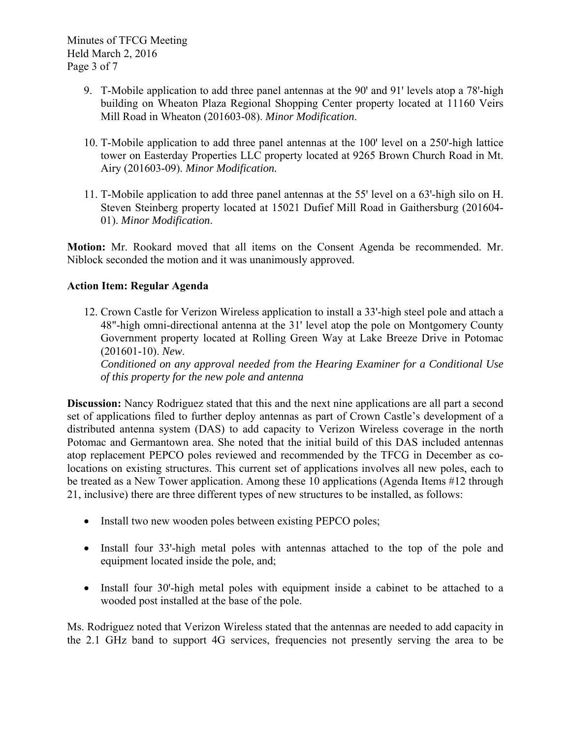9. T-Mobile application to add three panel antennas at the 90' and 91' levels atop a 78'-high building on Wheaton Plaza Regional Shopping Center property located at 11160 Veirs Mill Road in Wheaton (201603-08). *Minor Modification*.

10. T-Mobile application to add three panel antennas at the 100' level on a 250'-high lattice tower on Easterday Properties LLC property located at 9265 Brown Church Road in Mt. Airy (201603-09). *Minor Modification.*

11. T-Mobile application to add three panel antennas at the 55' level on a 63'-high silo on H. Steven Steinberg property located at 15021 Dufief Mill Road in Gaithersburg (201604-01). *Minor Modification*.

**Motion:** Mr. Rookard moved that all items on the Consent Agenda be recommended. Mr. Niblock seconded the motion and it was unanimously approved.

**Action Item: Regular Agenda**

12. Crown Castle for Verizon Wireless application to install a 33'-high steel pole and attach a 48"-high omni-directional antenna at the 31' level atop the pole on Montgomery County Government property located at Rolling Green Way at Lake Breeze Drive in Potomac (201601-10). *New*.
*Conditioned on any approval needed from the Hearing Examiner for a Conditional Use of this property for the new pole and antenna*

**Discussion:** Nancy Rodriguez stated that this and the next nine applications are all part a second set of applications filed to further deploy antennas as part of Crown Castle's development of a distributed antenna system (DAS) to add capacity to Verizon Wireless coverage in the north Potomac and Germantown area. She noted that the initial build of this DAS included antennas atop replacement PEPCO poles reviewed and recommended by the TFCG in December as co-locations on existing structures. This current set of applications involves all new poles, each to be treated as a New Tower application. Among these 10 applications (Agenda Items #12 through 21, inclusive) there are three different types of new structures to be installed, as follows:

- Install two new wooden poles between existing PEPCO poles;
- Install four 33'-high metal poles with antennas attached to the top of the pole and equipment located inside the pole, and;
- Install four 30'-high metal poles with equipment inside a cabinet to be attached to a wooded post installed at the base of the pole.

Ms. Rodriguez noted that Verizon Wireless stated that the antennas are needed to add capacity in the 2.1 GHz band to support 4G services, frequencies not presently serving the area to be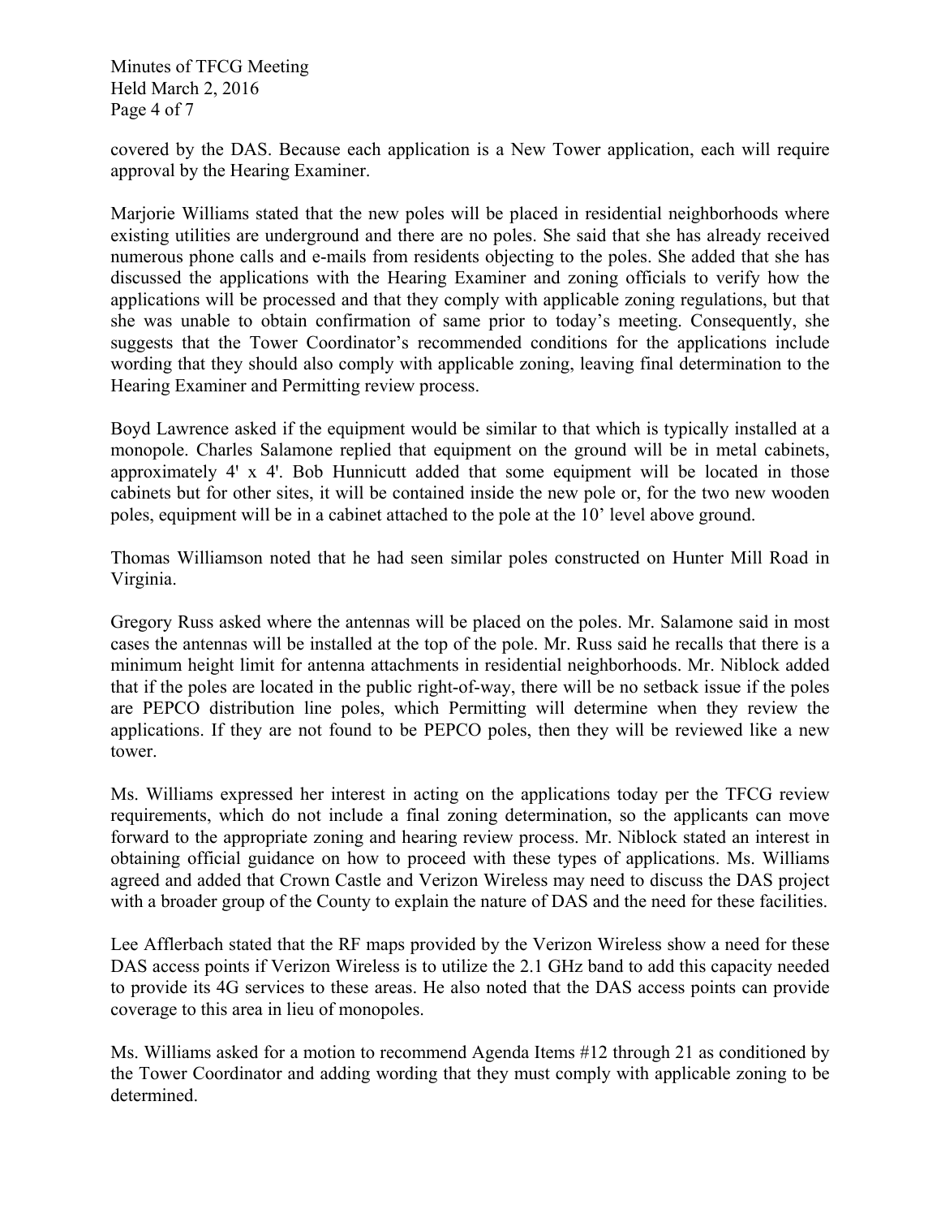covered by the DAS. Because each application is a New Tower application, each will require approval by the Hearing Examiner.

Marjorie Williams stated that the new poles will be placed in residential neighborhoods where existing utilities are underground and there are no poles. She said that she has already received numerous phone calls and e-mails from residents objecting to the poles. She added that she has discussed the applications with the Hearing Examiner and zoning officials to verify how the applications will be processed and that they comply with applicable zoning regulations, but that she was unable to obtain confirmation of same prior to today's meeting. Consequently, she suggests that the Tower Coordinator's recommended conditions for the applications include wording that they should also comply with applicable zoning, leaving final determination to the Hearing Examiner and Permitting review process.

Boyd Lawrence asked if the equipment would be similar to that which is typically installed at a monopole. Charles Salamone replied that equipment on the ground will be in metal cabinets, approximately 4' x 4'. Bob Hunnicutt added that some equipment will be located in those cabinets but for other sites, it will be contained inside the new pole or, for the two new wooden poles, equipment will be in a cabinet attached to the pole at the 10' level above ground.

Thomas Williamson noted that he had seen similar poles constructed on Hunter Mill Road in Virginia.

Gregory Russ asked where the antennas will be placed on the poles. Mr. Salamone said in most cases the antennas will be installed at the top of the pole. Mr. Russ said he recalls that there is a minimum height limit for antenna attachments in residential neighborhoods. Mr. Niblock added that if the poles are located in the public right-of-way, there will be no setback issue if the poles are PEPCO distribution line poles, which Permitting will determine when they review the applications. If they are not found to be PEPCO poles, then they will be reviewed like a new tower.

Ms. Williams expressed her interest in acting on the applications today per the TFCG review requirements, which do not include a final zoning determination, so the applicants can move forward to the appropriate zoning and hearing review process. Mr. Niblock stated an interest in obtaining official guidance on how to proceed with these types of applications. Ms. Williams agreed and added that Crown Castle and Verizon Wireless may need to discuss the DAS project with a broader group of the County to explain the nature of DAS and the need for these facilities.

Lee Afflerbach stated that the RF maps provided by the Verizon Wireless show a need for these DAS access points if Verizon Wireless is to utilize the 2.1 GHz band to add this capacity needed to provide its 4G services to these areas. He also noted that the DAS access points can provide coverage to this area in lieu of monopoles.

Ms. Williams asked for a motion to recommend Agenda Items #12 through 21 as conditioned by the Tower Coordinator and adding wording that they must comply with applicable zoning to be determined.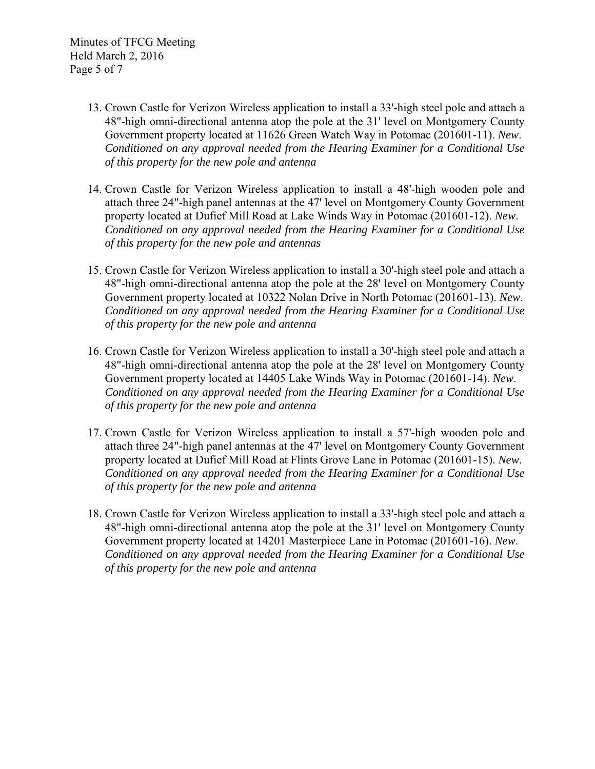13. Crown Castle for Verizon Wireless application to install a 33'-high steel pole and attach a 48"-high omni-directional antenna atop the pole at the 31' level on Montgomery County Government property located at 11626 Green Watch Way in Potomac (201601-11). *New. Conditioned on any approval needed from the Hearing Examiner for a Conditional Use of this property for the new pole and antenna*

14. Crown Castle for Verizon Wireless application to install a 48'-high wooden pole and attach three 24"-high panel antennas at the 47' level on Montgomery County Government property located at Dufief Mill Road at Lake Winds Way in Potomac (201601-12). *New. Conditioned on any approval needed from the Hearing Examiner for a Conditional Use of this property for the new pole and antennas*

15. Crown Castle for Verizon Wireless application to install a 30'-high steel pole and attach a 48"-high omni-directional antenna atop the pole at the 28' level on Montgomery County Government property located at 10322 Nolan Drive in North Potomac (201601-13). *New. Conditioned on any approval needed from the Hearing Examiner for a Conditional Use of this property for the new pole and antenna*

16. Crown Castle for Verizon Wireless application to install a 30'-high steel pole and attach a 48"-high omni-directional antenna atop the pole at the 28' level on Montgomery County Government property located at 14405 Lake Winds Way in Potomac (201601-14). *New. Conditioned on any approval needed from the Hearing Examiner for a Conditional Use of this property for the new pole and antenna*

17. Crown Castle for Verizon Wireless application to install a 57'-high wooden pole and attach three 24"-high panel antennas at the 47' level on Montgomery County Government property located at Dufief Mill Road at Flints Grove Lane in Potomac (201601-15). *New. Conditioned on any approval needed from the Hearing Examiner for a Conditional Use of this property for the new pole and antenna*

18. Crown Castle for Verizon Wireless application to install a 33'-high steel pole and attach a 48"-high omni-directional antenna atop the pole at the 31' level on Montgomery County Government property located at 14201 Masterpiece Lane in Potomac (201601-16). *New. Conditioned on any approval needed from the Hearing Examiner for a Conditional Use of this property for the new pole and antenna*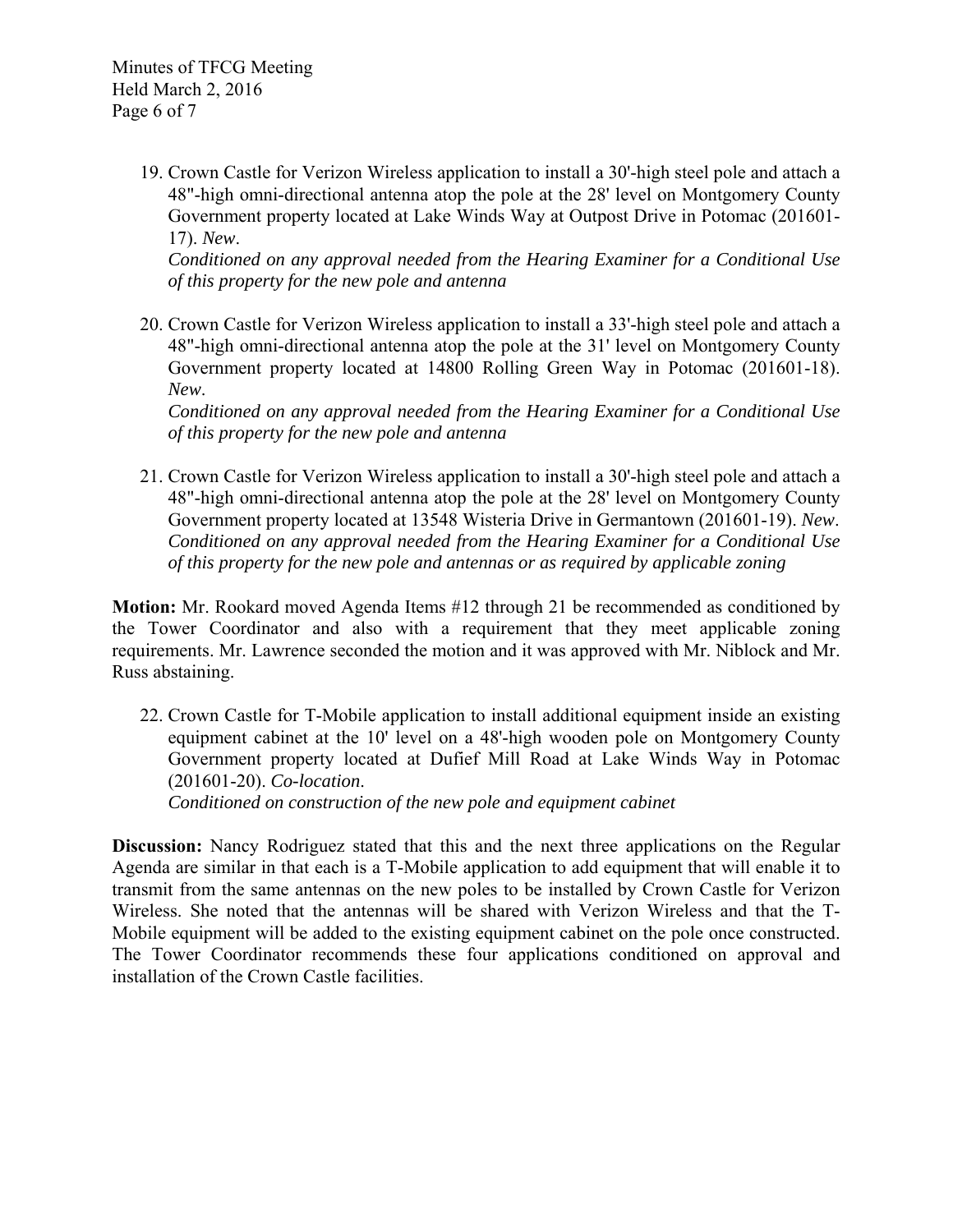19. Crown Castle for Verizon Wireless application to install a 30'-high steel pole and attach a 48"-high omni-directional antenna atop the pole at the 28' level on Montgomery County Government property located at Lake Winds Way at Outpost Drive in Potomac (201601-17). *New*.
    *Conditioned on any approval needed from the Hearing Examiner for a Conditional Use of this property for the new pole and antenna*

20. Crown Castle for Verizon Wireless application to install a 33'-high steel pole and attach a 48"-high omni-directional antenna atop the pole at the 31' level on Montgomery County Government property located at 14800 Rolling Green Way in Potomac (201601-18). *New*.
    *Conditioned on any approval needed from the Hearing Examiner for a Conditional Use of this property for the new pole and antenna*

21. Crown Castle for Verizon Wireless application to install a 30'-high steel pole and attach a 48"-high omni-directional antenna atop the pole at the 28' level on Montgomery County Government property located at 13548 Wisteria Drive in Germantown (201601-19). *New*.
    *Conditioned on any approval needed from the Hearing Examiner for a Conditional Use of this property for the new pole and antennas or as required by applicable zoning*

**Motion:** Mr. Rookard moved Agenda Items #12 through 21 be recommended as conditioned by the Tower Coordinator and also with a requirement that they meet applicable zoning requirements. Mr. Lawrence seconded the motion and it was approved with Mr. Niblock and Mr. Russ abstaining.

22. Crown Castle for T-Mobile application to install additional equipment inside an existing equipment cabinet at the 10' level on a 48'-high wooden pole on Montgomery County Government property located at Dufief Mill Road at Lake Winds Way in Potomac (201601-20). *Co-location*.
    *Conditioned on construction of the new pole and equipment cabinet*

**Discussion:** Nancy Rodriguez stated that this and the next three applications on the Regular Agenda are similar in that each is a T-Mobile application to add equipment that will enable it to transmit from the same antennas on the new poles to be installed by Crown Castle for Verizon Wireless. She noted that the antennas will be shared with Verizon Wireless and that the T-Mobile equipment will be added to the existing equipment cabinet on the pole once constructed. The Tower Coordinator recommends these four applications conditioned on approval and installation of the Crown Castle facilities.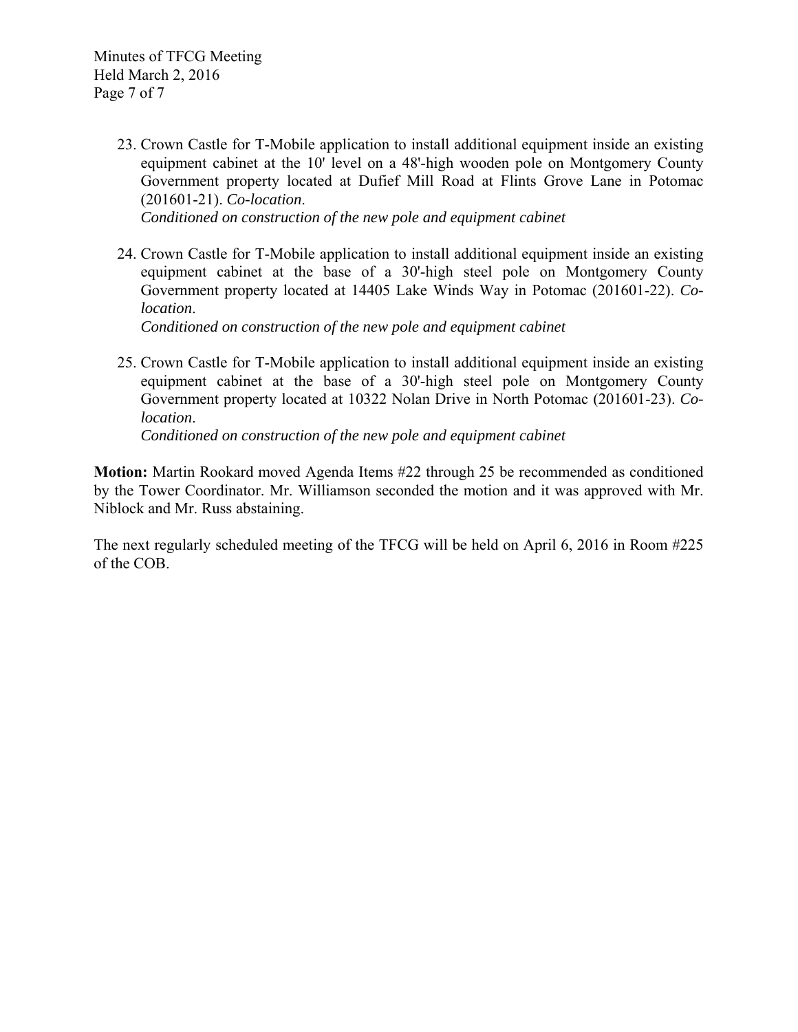23. Crown Castle for T-Mobile application to install additional equipment inside an existing equipment cabinet at the 10' level on a 48'-high wooden pole on Montgomery County Government property located at Dufief Mill Road at Flints Grove Lane in Potomac (201601-21). *Co-location*.
    *Conditioned on construction of the new pole and equipment cabinet*

24. Crown Castle for T-Mobile application to install additional equipment inside an existing equipment cabinet at the base of a 30'-high steel pole on Montgomery County Government property located at 14405 Lake Winds Way in Potomac (201601-22). *Co-location*.
    *Conditioned on construction of the new pole and equipment cabinet*

25. Crown Castle for T-Mobile application to install additional equipment inside an existing equipment cabinet at the base of a 30'-high steel pole on Montgomery County Government property located at 10322 Nolan Drive in North Potomac (201601-23). *Co-location*.
    *Conditioned on construction of the new pole and equipment cabinet*

**Motion:** Martin Rookard moved Agenda Items #22 through 25 be recommended as conditioned by the Tower Coordinator. Mr. Williamson seconded the motion and it was approved with Mr. Niblock and Mr. Russ abstaining.

The next regularly scheduled meeting of the TFCG will be held on April 6, 2016 in Room #225 of the COB.